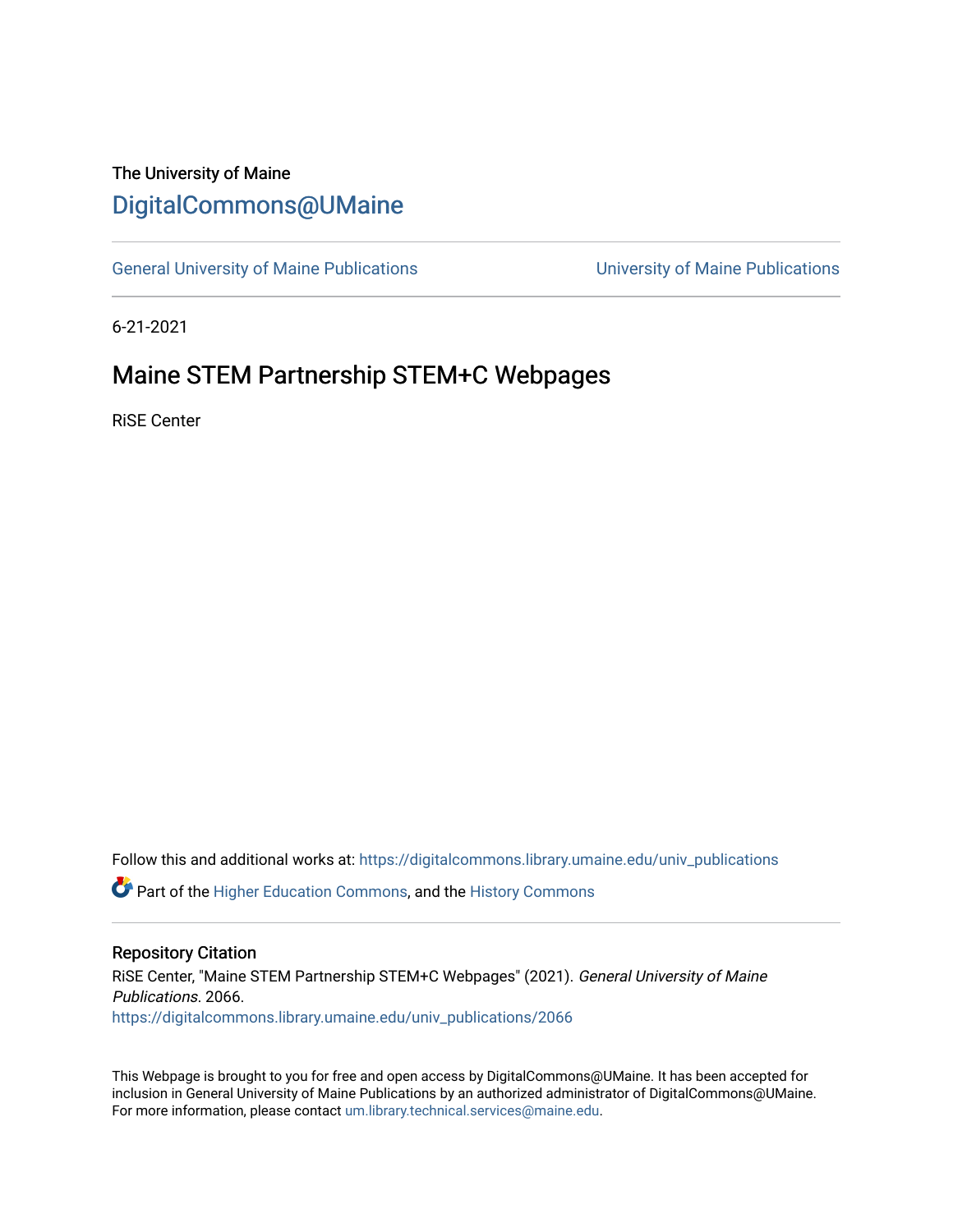The University of Maine

# DigitalCommons@UMaine

General University of Maine Publications | University of Maine Publications

6-21-2021

## Maine STEM Partnership STEM+C Webpages

RiSE Center

Follow this and additional works at: https://digitalcommons.library.umaine.edu/univ_publications

Part of the Higher Education Commons, and the History Commons

### Repository Citation

RiSE Center, "Maine STEM Partnership STEM+C Webpages" (2021). *General University of Maine Publications*. 2066.
https://digitalcommons.library.umaine.edu/univ_publications/2066

This Webpage is brought to you for free and open access by DigitalCommons@UMaine. It has been accepted for inclusion in General University of Maine Publications by an authorized administrator of DigitalCommons@UMaine. For more information, please contact um.library.technical.services@maine.edu.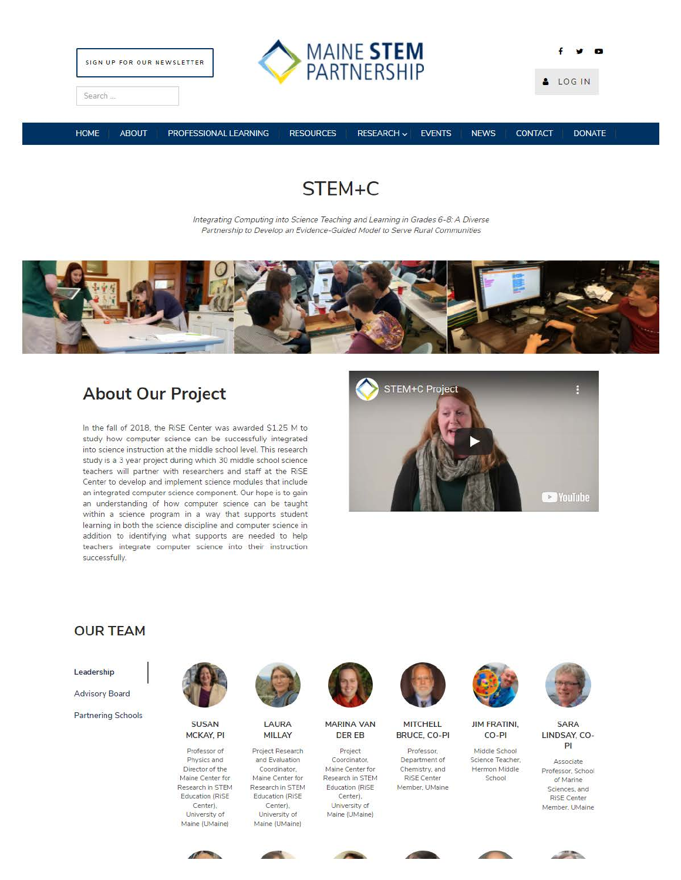SIGN UP FOR OUR NEWSLETTER

Search ...

MAINE STEM PARTNERSHIP

LOG IN

HOME | ABOUT | PROFESSIONAL LEARNING | RESOURCES | RESEARCH | EVENTS | NEWS | CONTACT | DONATE

# STEM+C

*Integrating Computing into Science Teaching and Learning in Grades 6-8: A Diverse Partnership to Develop an Evidence-Guided Model to Serve Rural Communities*

## About Our Project

In the fall of 2018, the RiSE Center was awarded $1.25 M to study how computer science can be successfully integrated into science instruction at the middle school level. This research study is a 3 year project during which 30 middle school science teachers will partner with researchers and staff at the RiSE Center to develop and implement science modules that include an integrated computer science component. Our hope is to gain an understanding of how computer science can be taught within a science program in a way that supports student learning in both the science discipline and computer science in addition to identifying what supports are needed to help teachers integrate computer science into their instruction successfully.

STEM+C Project

## OUR TEAM

**Leadership**

Advisory Board

Partnering Schools

**SUSAN MCKAY, PI**
Professor of Physics and Director of the Maine Center for Research in STEM Education (RiSE Center), University of Maine (UMaine)

**LAURA MILLAY**
Project Research and Evaluation Coordinator, Maine Center for Research in STEM Education (RiSE Center), University of Maine (UMaine)

**MARINA VAN DER EB**
Project Coordinator, Maine Center for Research in STEM Education (RiSE Center), University of Maine (UMaine)

**MITCHELL BRUCE, CO-PI**
Professor, Department of Chemistry, and RiSE Center Member, UMaine

**JIM FRATINI, CO-PI**
Middle School Science Teacher, Hermon Middle School

**SARA LINDSAY, CO-PI**
Associate Professor, School of Marine Sciences, and RiSE Center Member, UMaine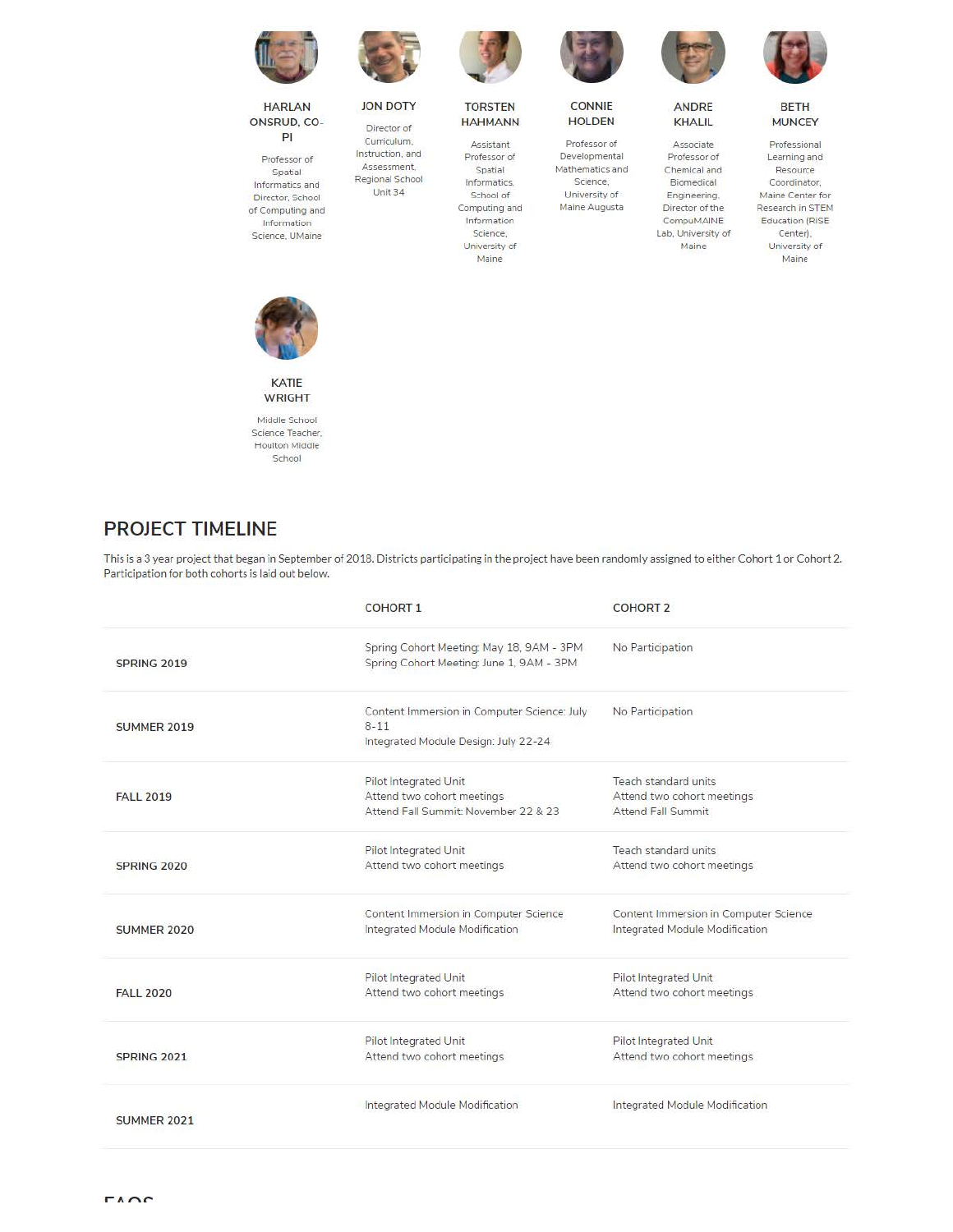**HARLAN ONSRUD, CO-PI**

Professor of Spatial Informatics and Director, School of Computing and Information Science, UMaine

**JON DOTY**

Director of Curriculum, Instruction, and Assessment, Regional School Unit 34

**TORSTEN HAHMANN**

Assistant Professor of Spatial Informatics, School of Computing and Information Science, University of Maine

**CONNIE HOLDEN**

Professor of Developmental Mathematics and Science, University of Maine Augusta

**ANDRE KHALIL**

Associate Professor of Chemical and Biomedical Engineering, Director of the CompuMAINE Lab, University of Maine

**BETH MUNCEY**

Professional Learning and Resource Coordinator, Maine Center for Research in STEM Education (RiSE Center), University of Maine

**KATIE WRIGHT**

Middle School Science Teacher, Houlton Middle School

## PROJECT TIMELINE

This is a 3 year project that began in September of 2018. Districts participating in the project have been randomly assigned to either Cohort 1 or Cohort 2. Participation for both cohorts is laid out below.

| | COHORT 1 | COHORT 2 |
|---|---|---|
| SPRING 2019 | Spring Cohort Meeting: May 18, 9AM - 3PM<br>Spring Cohort Meeting: June 1, 9AM - 3PM | No Participation |
| SUMMER 2019 | Content Immersion in Computer Science: July 8-11<br>Integrated Module Design: July 22-24 | No Participation |
| FALL 2019 | Pilot Integrated Unit<br>Attend two cohort meetings<br>Attend Fall Summit: November 22 & 23 | Teach standard units<br>Attend two cohort meetings<br>Attend Fall Summit |
| SPRING 2020 | Pilot Integrated Unit<br>Attend two cohort meetings | Teach standard units<br>Attend two cohort meetings |
| SUMMER 2020 | Content Immersion in Computer Science<br>Integrated Module Modification | Content Immersion in Computer Science<br>Integrated Module Modification |
| FALL 2020 | Pilot Integrated Unit<br>Attend two cohort meetings | Pilot Integrated Unit<br>Attend two cohort meetings |
| SPRING 2021 | Pilot Integrated Unit<br>Attend two cohort meetings | Pilot Integrated Unit<br>Attend two cohort meetings |
| SUMMER 2021 | Integrated Module Modification | Integrated Module Modification |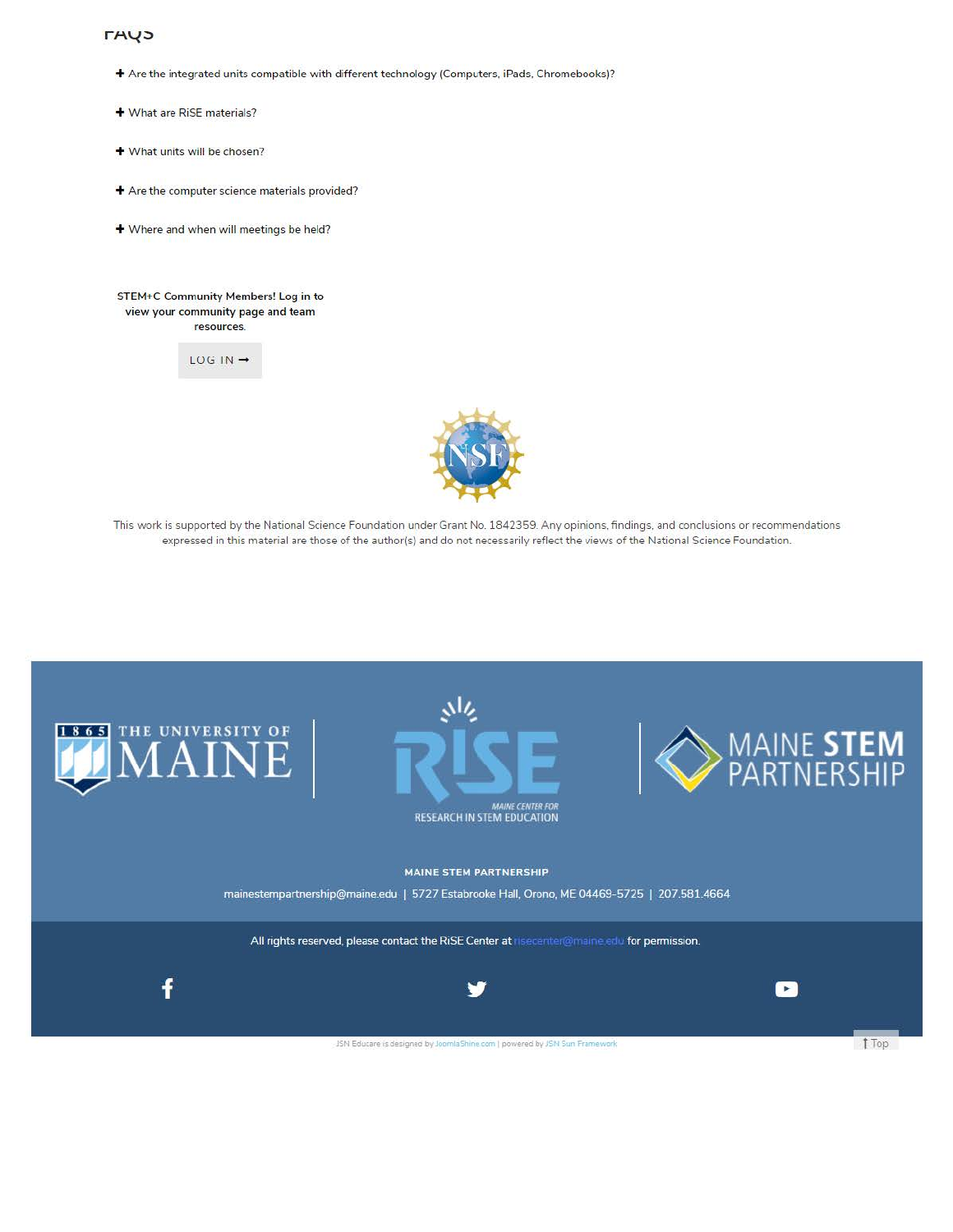## FAQs

- Are the integrated units compatible with different technology (Computers, iPads, Chromebooks)?
- What are RiSE materials?
- What units will be chosen?
- Are the computer science materials provided?
- Where and when will meetings be held?

**STEM+C Community Members! Log in to view your community page and team resources.**

LOG IN →

This work is supported by the National Science Foundation under Grant No. 1842359. Any opinions, findings, and conclusions or recommendations expressed in this material are those of the author(s) and do not necessarily reflect the views of the National Science Foundation.

THE UNIVERSITY OF MAINE 1865

RiSE MAINE CENTER FOR RESEARCH IN STEM EDUCATION

MAINE STEM PARTNERSHIP

**MAINE STEM PARTNERSHIP**

mainestempartnership@maine.edu | 5727 Estabrooke Hall, Orono, ME 04469-5725 | 207.581.4664

All rights reserved, please contact the RiSE Center at risecenter@maine.edu for permission.

JSN Educare is designed by JoomlaShine.com | powered by JSN Sun Framework

Top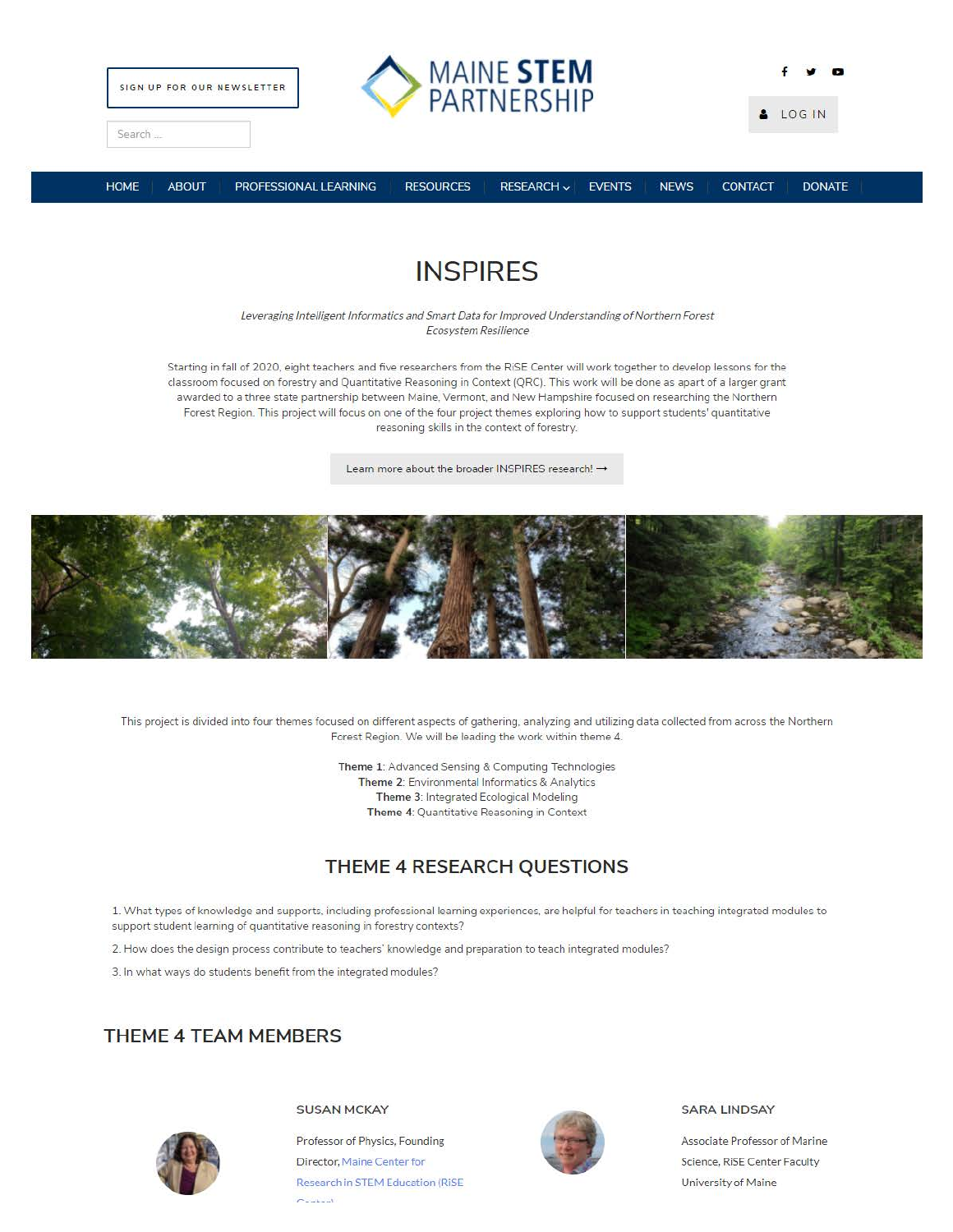SIGN UP FOR OUR NEWSLETTER

Search ...

MAINE STEM PARTNERSHIP

LOG IN

HOME | ABOUT | PROFESSIONAL LEARNING | RESOURCES | RESEARCH | EVENTS | NEWS | CONTACT | DONATE

# INSPIRES

*Leveraging Intelligent Informatics and Smart Data for Improved Understanding of Northern Forest Ecosystem Resilience*

Starting in fall of 2020, eight teachers and five researchers from the RiSE Center will work together to develop lessons for the classroom focused on forestry and Quantitative Reasoning in Context (QRC). This work will be done as apart of a larger grant awarded to a three state partnership between Maine, Vermont, and New Hampshire focused on researching the Northern Forest Region. This project will focus on one of the four project themes exploring how to support students' quantitative reasoning skills in the context of forestry.

Learn more about the broader INSPIRES research! →

This project is divided into four themes focused on different aspects of gathering, analyzing and utilizing data collected from across the Northern Forest Region. We will be leading the work within theme 4.

**Theme 1**: Advanced Sensing & Computing Technologies
**Theme 2**: Environmental Informatics & Analytics
**Theme 3**: Integrated Ecological Modeling
**Theme 4**: Quantitative Reasoning in Context

## THEME 4 RESEARCH QUESTIONS

1. What types of knowledge and supports, including professional learning experiences, are helpful for teachers in teaching integrated modules to support student learning of quantitative reasoning in forestry contexts?
2. How does the design process contribute to teachers' knowledge and preparation to teach integrated modules?
3. In what ways do students benefit from the integrated modules?

## THEME 4 TEAM MEMBERS

### SUSAN MCKAY

Professor of Physics, Founding Director, Maine Center for Research in STEM Education (RiSE Center)

### SARA LINDSAY

Associate Professor of Marine Science, RiSE Center Faculty University of Maine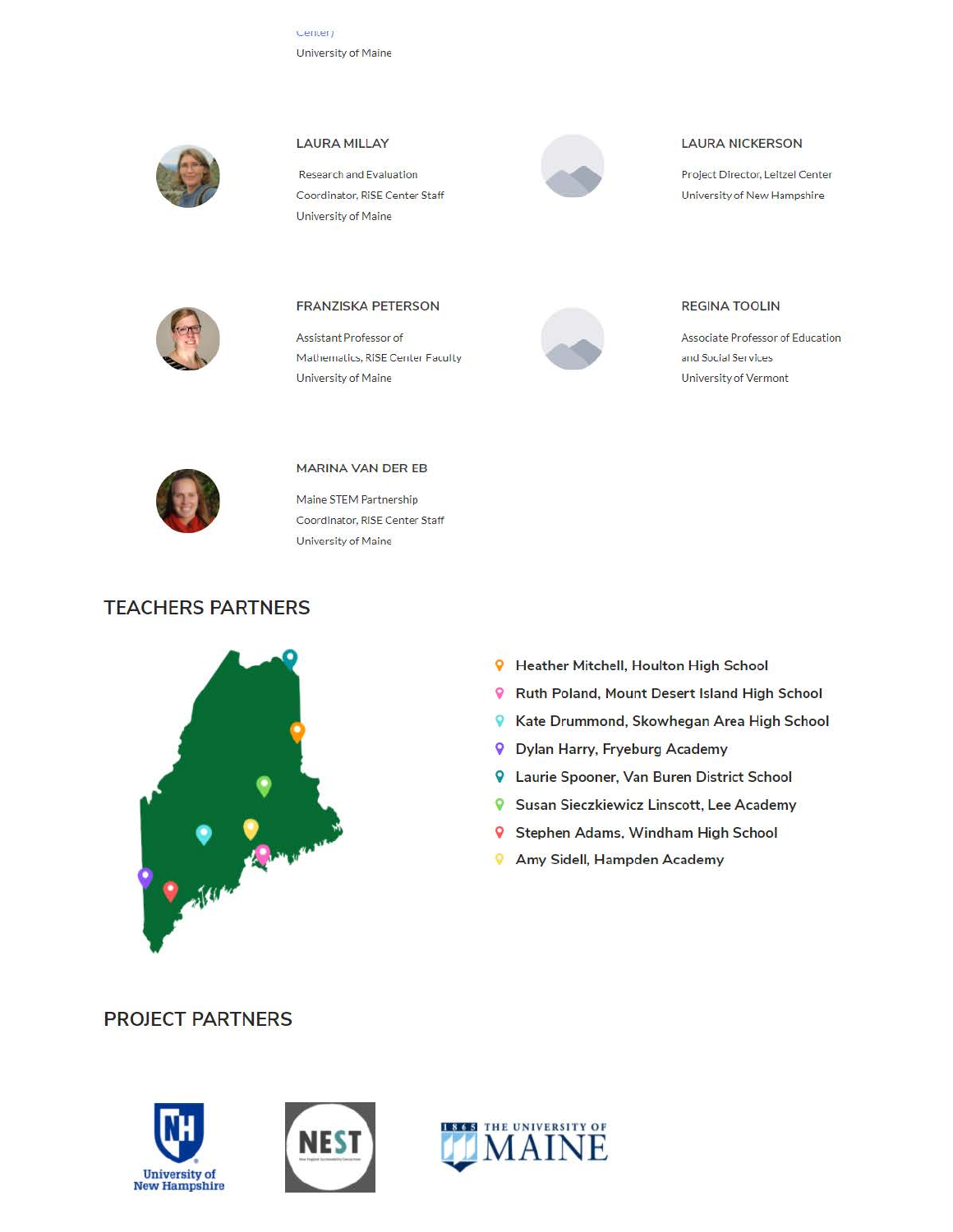Center)

University of Maine

**LAURA MILLAY**

Research and Evaluation Coordinator, RiSE Center Staff

University of Maine

**LAURA NICKERSON**

Project Director, Leitzel Center

University of New Hampshire

**FRANZISKA PETERSON**

Assistant Professor of Mathematics, RiSE Center Faculty

University of Maine

**REGINA TOOLIN**

Associate Professor of Education and Social Services

University of Vermont

**MARINA VAN DER EB**

Maine STEM Partnership Coordinator, RiSE Center Staff

University of Maine

## TEACHERS PARTNERS

- Heather Mitchell, Houlton High School
- Ruth Poland, Mount Desert Island High School
- Kate Drummond, Skowhegan Area High School
- Dylan Harry, Fryeburg Academy
- Laurie Spooner, Van Buren District School
- Susan Sieczkiewicz Linscott, Lee Academy
- Stephen Adams, Windham High School
- Amy Sidell, Hampden Academy

## PROJECT PARTNERS

University of New Hampshire

NEST

1865 The University of Maine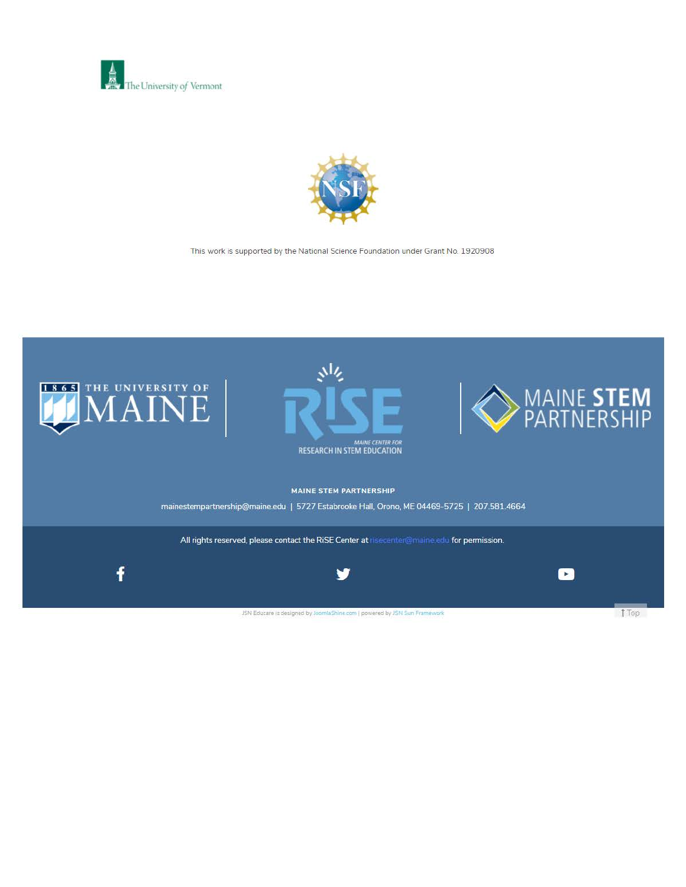The University of Vermont

This work is supported by the National Science Foundation under Grant No. 1920908

THE UNIVERSITY OF MAINE

RiSE MAINE CENTER FOR RESEARCH IN STEM EDUCATION

MAINE STEM PARTNERSHIP

**MAINE STEM PARTNERSHIP**

mainestempartnership@maine.edu | 5727 Estabrooke Hall, Orono, ME 04469-5725 | 207.581.4664

All rights reserved, please contact the RiSE Center at risecenter@maine.edu for permission.

JSN Educare is designed by JoomlaShine.com | powered by JSN Sun Framework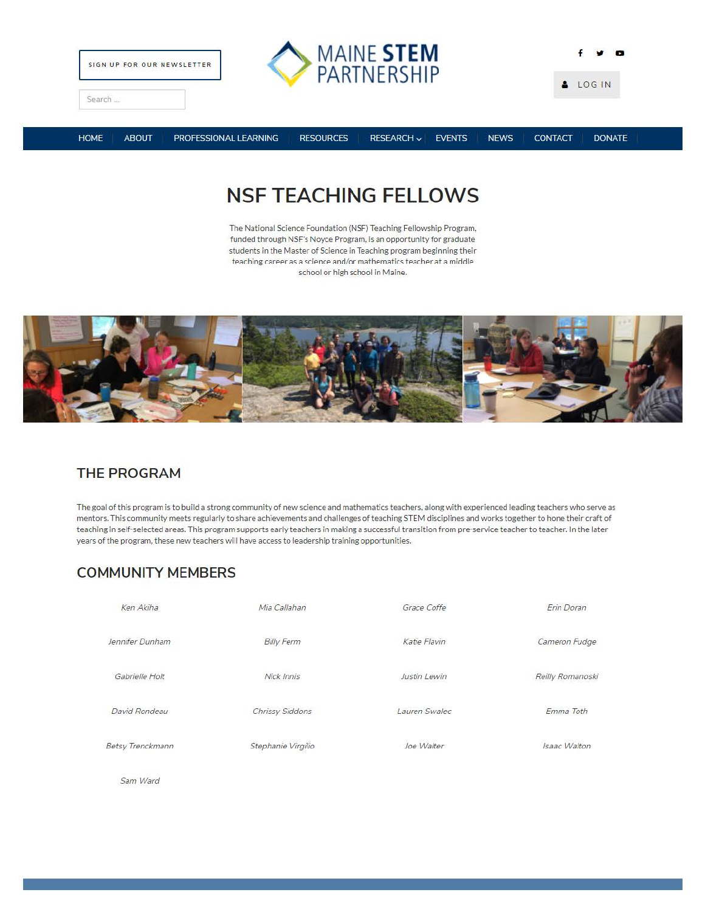SIGN UP FOR OUR NEWSLETTER

MAINE STEM PARTNERSHIP

LOG IN

HOME | ABOUT | PROFESSIONAL LEARNING | RESOURCES | RESEARCH | EVENTS | NEWS | CONTACT | DONATE

# NSF TEACHING FELLOWS

The National Science Foundation (NSF) Teaching Fellowship Program, funded through NSF's Noyce Program, is an opportunity for graduate students in the Master of Science in Teaching program beginning their teaching career as a science and/or mathematics teacher at a middle school or high school in Maine.

## THE PROGRAM

The goal of this program is to build a strong community of new science and mathematics teachers, along with experienced leading teachers who serve as mentors. This community meets regularly to share achievements and challenges of teaching STEM disciplines and works together to hone their craft of teaching in self-selected areas. This program supports early teachers in making a successful transition from pre-service teacher to teacher. In the later years of the program, these new teachers will have access to leadership training opportunities.

## COMMUNITY MEMBERS

*Ken Akiha*
*Mia Callahan*
*Grace Coffe*
*Erin Doran*
*Jennifer Dunham*
*Billy Ferm*
*Katie Flavin*
*Cameron Fudge*
*Gabrielle Holt*
*Nick Innis*
*Justin Lewin*
*Reilly Romanoski*
*David Rondeau*
*Chrissy Siddons*
*Lauren Swalec*
*Emma Toth*
*Betsy Trenckmann*
*Stephanie Virgilio*
*Joe Walter*
*Isaac Walton*
*Sam Ward*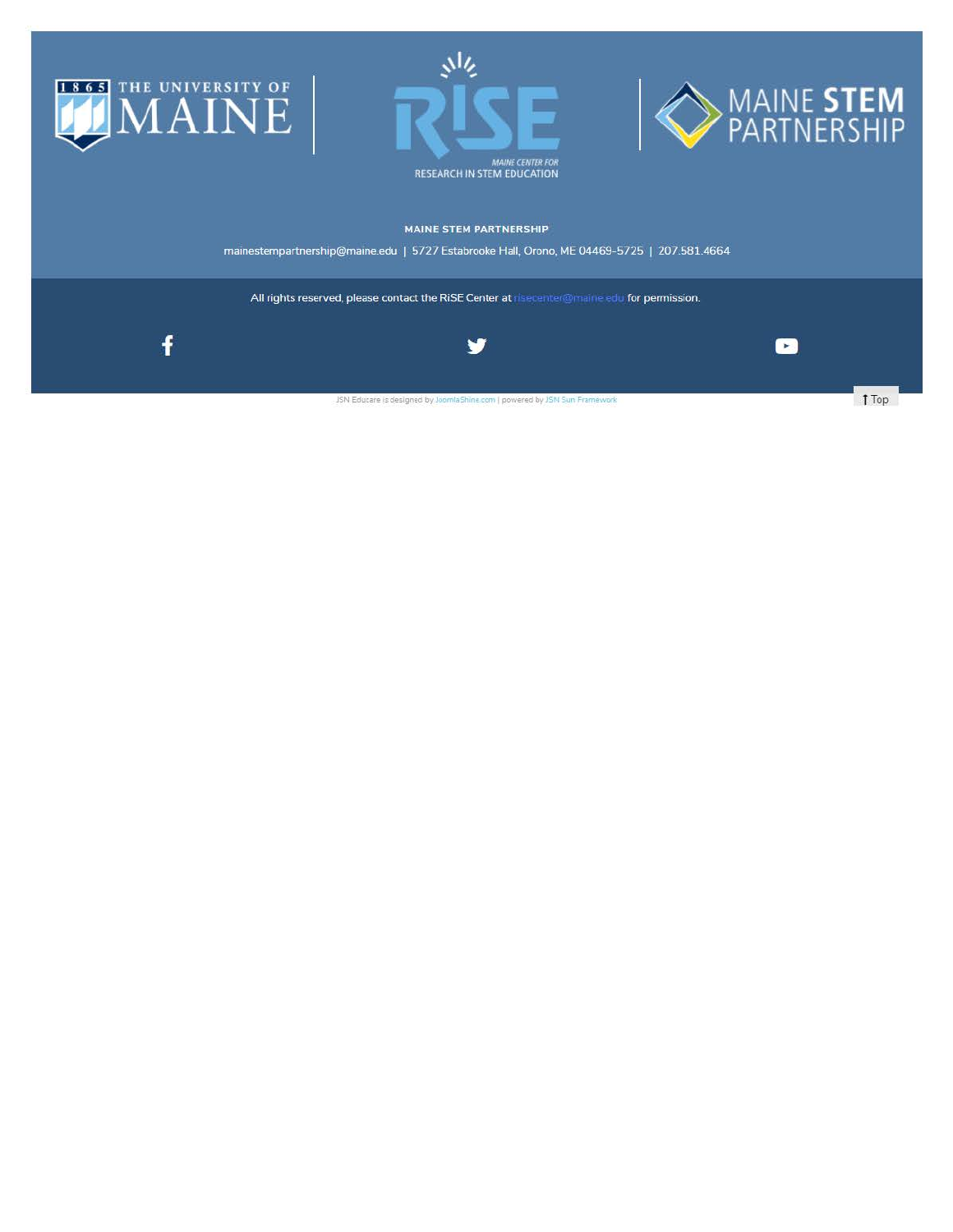THE UNIVERSITY OF MAINE | RiSE MAINE CENTER FOR RESEARCH IN STEM EDUCATION | MAINE STEM PARTNERSHIP

**MAINE STEM PARTNERSHIP**

mainestempartnership@maine.edu | 5727 Estabrooke Hall, Orono, ME 04469-5725 | 207.581.4664

All rights reserved, please contact the RiSE Center at risecenter@maine.edu for permission.

JSN Educare is designed by JoomlaShine.com | powered by JSN Sun Framework

Top